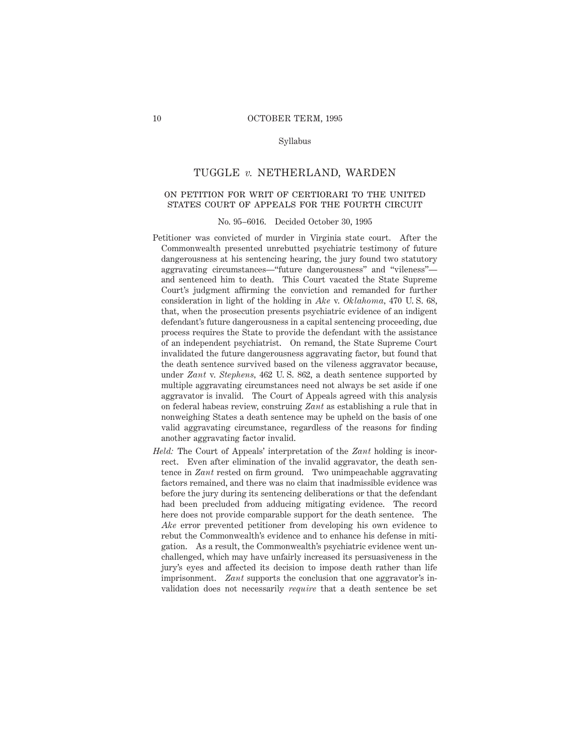Syllabus

# TUGGLE *v.* NETHERLAND, WARDEN

## ON PETITION FOR WRIT OF CERTIORARI TO THE UNITED STATES COURT OF APPEALS FOR THE FOURTH CIRCUIT

No. 95–6016. Decided October 30, 1995

Petitioner was convicted of murder in Virginia state court. After the Commonwealth presented unrebutted psychiatric testimony of future dangerousness at his sentencing hearing, the jury found two statutory aggravating circumstances—"future dangerousness" and "vileness"—and sentenced him to death. This Court vacated the State Supreme Court's judgment affirming the conviction and remanded for further consideration in light of the holding in *Ake* v. *Oklahoma*, 470 U. S. 68, that, when the prosecution presents psychiatric evidence of an indigent defendant's future dangerousness in a capital sentencing proceeding, due process requires the State to provide the defendant with the assistance of an independent psychiatrist. On remand, the State Supreme Court invalidated the future dangerousness aggravating factor, but found that the death sentence survived based on the vileness aggravator because, under *Zant* v. *Stephens*, 462 U. S. 862, a death sentence supported by multiple aggravating circumstances need not always be set aside if one aggravator is invalid. The Court of Appeals agreed with this analysis on federal habeas review, construing *Zant* as establishing a rule that in nonweighing States a death sentence may be upheld on the basis of one valid aggravating circumstance, regardless of the reasons for finding another aggravating factor invalid.

*Held:* The Court of Appeals' interpretation of the *Zant* holding is incorrect. Even after elimination of the invalid aggravator, the death sentence in *Zant* rested on firm ground. Two unimpeachable aggravating factors remained, and there was no claim that inadmissible evidence was before the jury during its sentencing deliberations or that the defendant had been precluded from adducing mitigating evidence. The record here does not provide comparable support for the death sentence. The *Ake* error prevented petitioner from developing his own evidence to rebut the Commonwealth's evidence and to enhance his defense in mitigation. As a result, the Commonwealth's psychiatric evidence went unchallenged, which may have unfairly increased its persuasiveness in the jury's eyes and affected its decision to impose death rather than life imprisonment. *Zant* supports the conclusion that one aggravator's invalidation does not necessarily *require* that a death sentence be set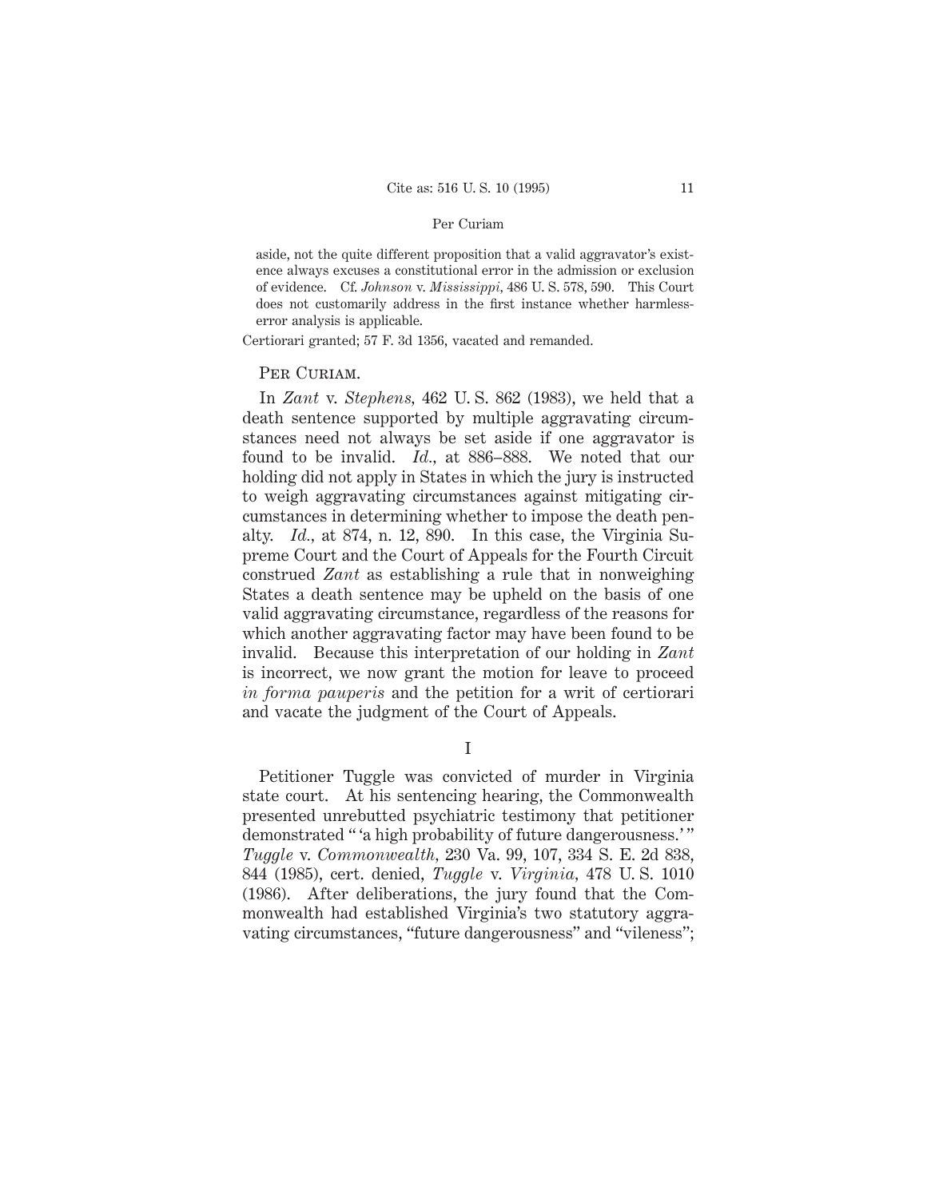aside, not the quite different proposition that a valid aggravator's existence always excuses a constitutional error in the admission or exclusion of evidence. Cf. *Johnson* v. *Mississippi*, 486 U. S. 578, 590. This Court does not customarily address in the first instance whether harmless-error analysis is applicable.

Certiorari granted; 57 F. 3d 1356, vacated and remanded.

Per Curiam.

In *Zant* v. *Stephens*, 462 U. S. 862 (1983), we held that a death sentence supported by multiple aggravating circumstances need not always be set aside if one aggravator is found to be invalid. *Id.*, at 886–888. We noted that our holding did not apply in States in which the jury is instructed to weigh aggravating circumstances against mitigating circumstances in determining whether to impose the death penalty. *Id.*, at 874, n. 12, 890. In this case, the Virginia Supreme Court and the Court of Appeals for the Fourth Circuit construed *Zant* as establishing a rule that in nonweighing States a death sentence may be upheld on the basis of one valid aggravating circumstance, regardless of the reasons for which another aggravating factor may have been found to be invalid. Because this interpretation of our holding in *Zant* is incorrect, we now grant the motion for leave to proceed *in forma pauperis* and the petition for a writ of certiorari and vacate the judgment of the Court of Appeals.

## I

Petitioner Tuggle was convicted of murder in Virginia state court. At his sentencing hearing, the Commonwealth presented unrebutted psychiatric testimony that petitioner demonstrated " 'a high probability of future dangerousness.' " *Tuggle* v. *Commonwealth*, 230 Va. 99, 107, 334 S. E. 2d 838, 844 (1985), cert. denied, *Tuggle* v. *Virginia*, 478 U. S. 1010 (1986). After deliberations, the jury found that the Commonwealth had established Virginia's two statutory aggravating circumstances, "future dangerousness" and "vileness";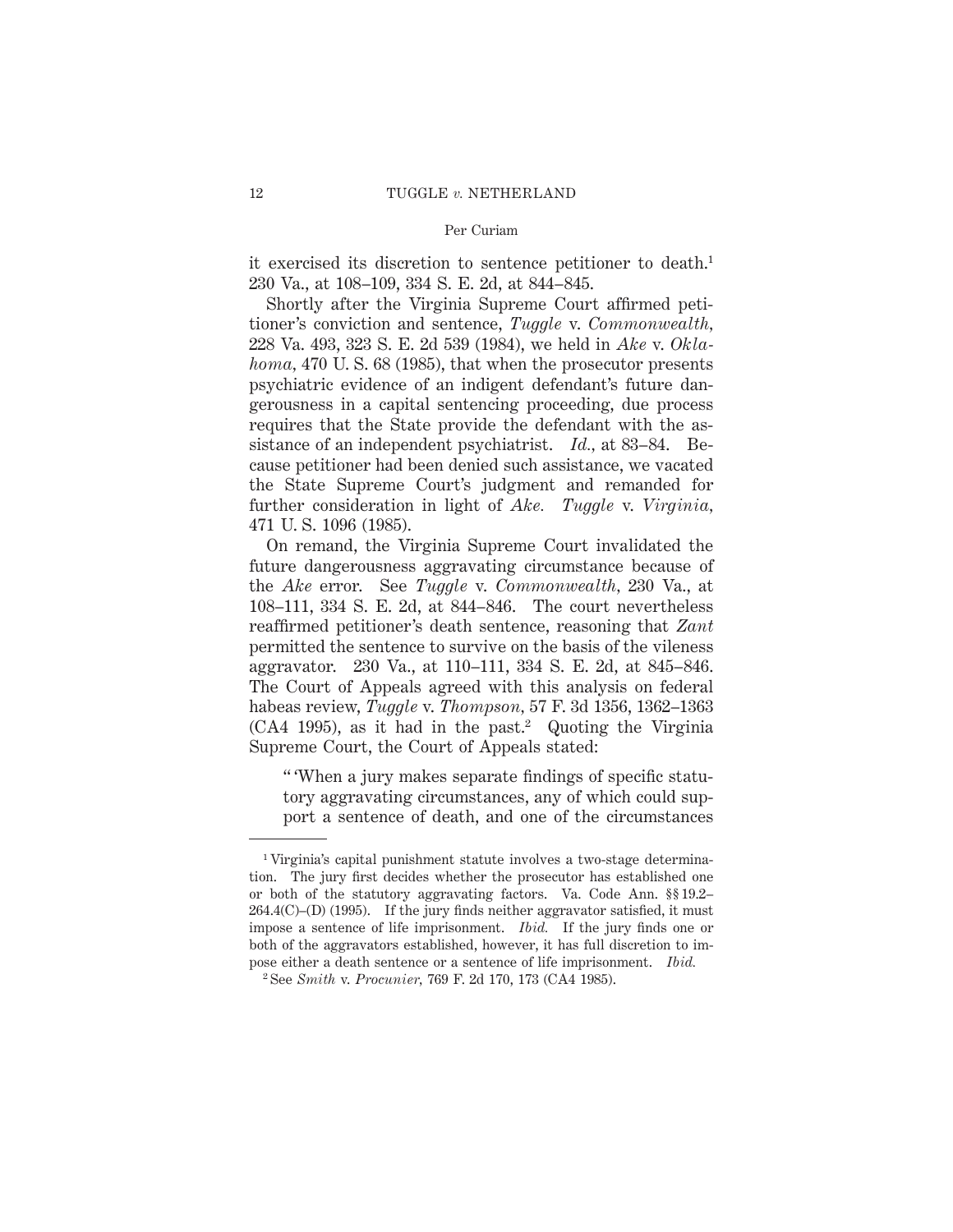it exercised its discretion to sentence petitioner to death.[1] 230 Va., at 108–109, 334 S. E. 2d, at 844–845.

Shortly after the Virginia Supreme Court affirmed petitioner's conviction and sentence, *Tuggle* v. *Commonwealth,* 228 Va. 493, 323 S. E. 2d 539 (1984), we held in *Ake* v. *Oklahoma,* 470 U. S. 68 (1985), that when the prosecutor presents psychiatric evidence of an indigent defendant's future dangerousness in a capital sentencing proceeding, due process requires that the State provide the defendant with the assistance of an independent psychiatrist. *Id.,* at 83–84. Because petitioner had been denied such assistance, we vacated the State Supreme Court's judgment and remanded for further consideration in light of *Ake. Tuggle* v. *Virginia,* 471 U. S. 1096 (1985).

On remand, the Virginia Supreme Court invalidated the future dangerousness aggravating circumstance because of the *Ake* error. See *Tuggle* v. *Commonwealth,* 230 Va., at 108–111, 334 S. E. 2d, at 844–846. The court nevertheless reaffirmed petitioner's death sentence, reasoning that *Zant* permitted the sentence to survive on the basis of the vileness aggravator. 230 Va., at 110–111, 334 S. E. 2d, at 845–846. The Court of Appeals agreed with this analysis on federal habeas review, *Tuggle* v. *Thompson,* 57 F. 3d 1356, 1362–1363 (CA4 1995), as it had in the past.[2] Quoting the Virginia Supreme Court, the Court of Appeals stated:

> " 'When a jury makes separate findings of specific statutory aggravating circumstances, any of which could support a sentence of death, and one of the circumstances

---

[1] Virginia's capital punishment statute involves a two-stage determination. The jury first decides whether the prosecutor has established one or both of the statutory aggravating factors. Va. Code Ann. §§ 19.2–264.4(C)–(D) (1995). If the jury finds neither aggravator satisfied, it must impose a sentence of life imprisonment. *Ibid.* If the jury finds one or both of the aggravators established, however, it has full discretion to impose either a death sentence or a sentence of life imprisonment. *Ibid.*

[2] See *Smith* v. *Procunier,* 769 F. 2d 170, 173 (CA4 1985).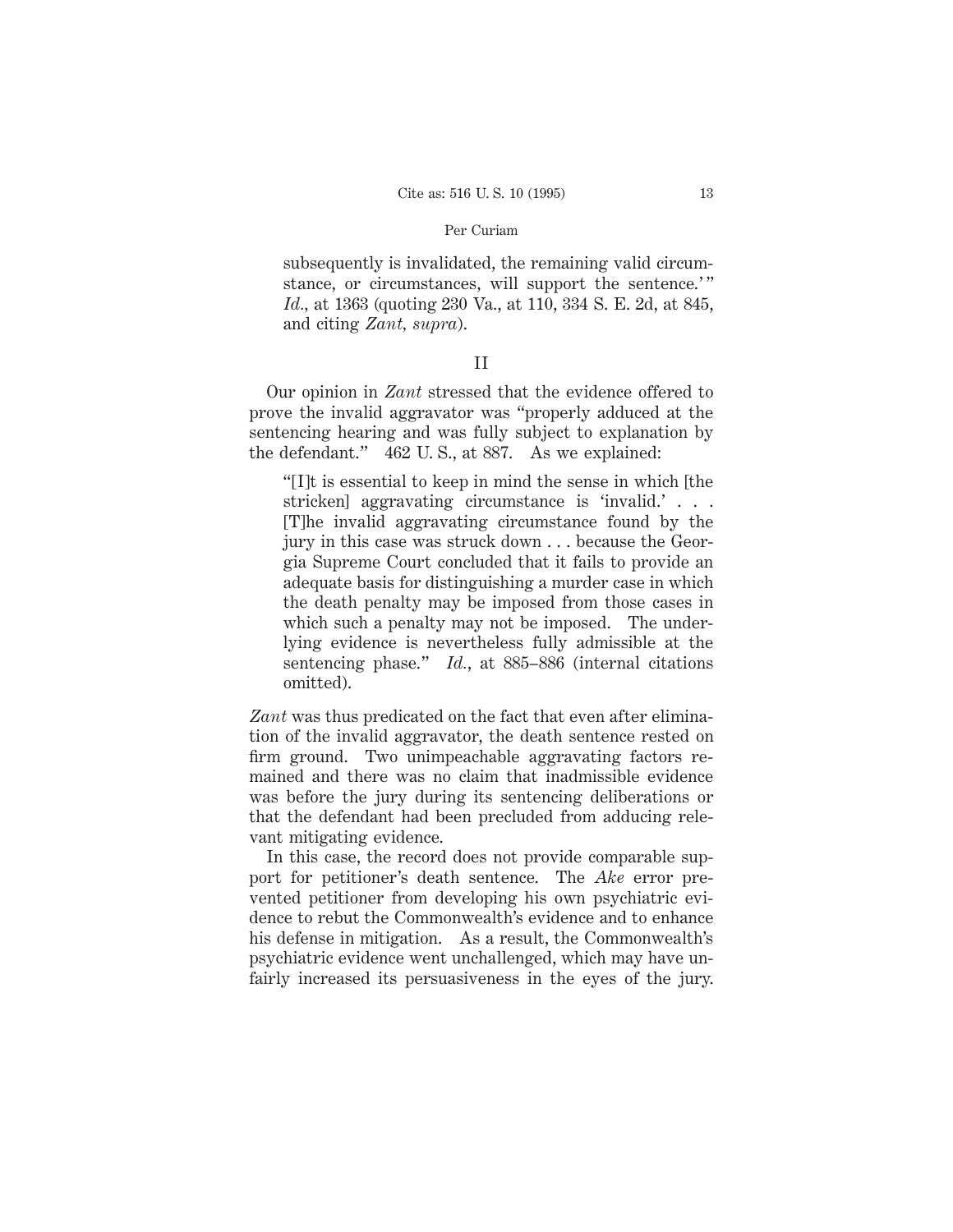subsequently is invalidated, the remaining valid circumstance, or circumstances, will support the sentence.' " *Id.*, at 1363 (quoting 230 Va., at 110, 334 S. E. 2d, at 845, and citing *Zant, supra*).

## II

Our opinion in *Zant* stressed that the evidence offered to prove the invalid aggravator was "properly adduced at the sentencing hearing and was fully subject to explanation by the defendant." 462 U. S., at 887. As we explained:

> "[I]t is essential to keep in mind the sense in which [the stricken] aggravating circumstance is 'invalid.' . . . [T]he invalid aggravating circumstance found by the jury in this case was struck down . . . because the Georgia Supreme Court concluded that it fails to provide an adequate basis for distinguishing a murder case in which the death penalty may be imposed from those cases in which such a penalty may not be imposed. The underlying evidence is nevertheless fully admissible at the sentencing phase." *Id.*, at 885–886 (internal citations omitted).

*Zant* was thus predicated on the fact that even after elimination of the invalid aggravator, the death sentence rested on firm ground. Two unimpeachable aggravating factors remained and there was no claim that inadmissible evidence was before the jury during its sentencing deliberations or that the defendant had been precluded from adducing relevant mitigating evidence.

In this case, the record does not provide comparable support for petitioner's death sentence. The *Ake* error prevented petitioner from developing his own psychiatric evidence to rebut the Commonwealth's evidence and to enhance his defense in mitigation. As a result, the Commonwealth's psychiatric evidence went unchallenged, which may have unfairly increased its persuasiveness in the eyes of the jury.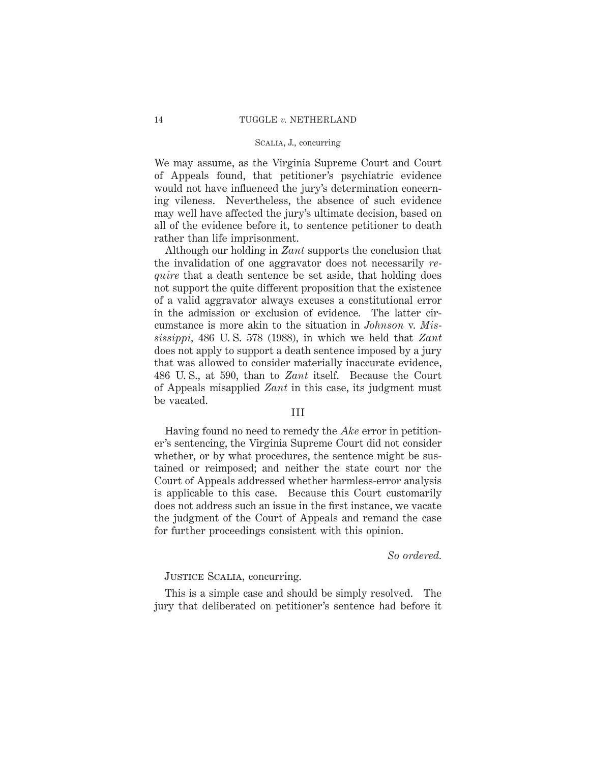We may assume, as the Virginia Supreme Court and Court of Appeals found, that petitioner's psychiatric evidence would not have influenced the jury's determination concerning vileness. Nevertheless, the absence of such evidence may well have affected the jury's ultimate decision, based on all of the evidence before it, to sentence petitioner to death rather than life imprisonment.

Although our holding in *Zant* supports the conclusion that the invalidation of one aggravator does not necessarily *require* that a death sentence be set aside, that holding does not support the quite different proposition that the existence of a valid aggravator always excuses a constitutional error in the admission or exclusion of evidence. The latter circumstance is more akin to the situation in *Johnson* v. *Mississippi*, 486 U. S. 578 (1988), in which we held that *Zant* does not apply to support a death sentence imposed by a jury that was allowed to consider materially inaccurate evidence, 486 U. S., at 590, than to *Zant* itself. Because the Court of Appeals misapplied *Zant* in this case, its judgment must be vacated.

## III

Having found no need to remedy the *Ake* error in petitioner's sentencing, the Virginia Supreme Court did not consider whether, or by what procedures, the sentence might be sustained or reimposed; and neither the state court nor the Court of Appeals addressed whether harmless-error analysis is applicable to this case. Because this Court customarily does not address such an issue in the first instance, we vacate the judgment of the Court of Appeals and remand the case for further proceedings consistent with this opinion.

*So ordered.*

JUSTICE SCALIA, concurring.

This is a simple case and should be simply resolved. The jury that deliberated on petitioner's sentence had before it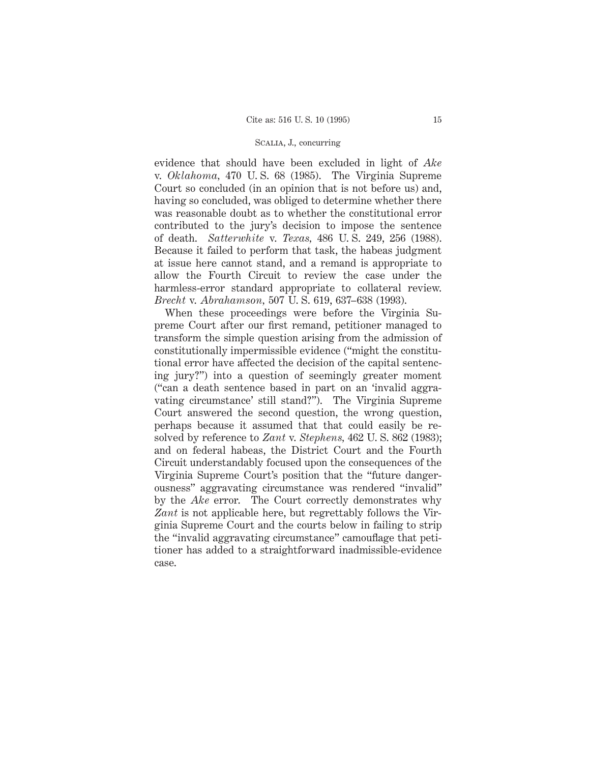evidence that should have been excluded in light of *Ake* v. *Oklahoma,* 470 U. S. 68 (1985). The Virginia Supreme Court so concluded (in an opinion that is not before us) and, having so concluded, was obliged to determine whether there was reasonable doubt as to whether the constitutional error contributed to the jury's decision to impose the sentence of death. *Satterwhite* v. *Texas,* 486 U. S. 249, 256 (1988). Because it failed to perform that task, the habeas judgment at issue here cannot stand, and a remand is appropriate to allow the Fourth Circuit to review the case under the harmless-error standard appropriate to collateral review. *Brecht* v. *Abrahamson,* 507 U. S. 619, 637–638 (1993).

When these proceedings were before the Virginia Supreme Court after our first remand, petitioner managed to transform the simple question arising from the admission of constitutionally impermissible evidence ("might the constitutional error have affected the decision of the capital sentencing jury?") into a question of seemingly greater moment ("can a death sentence based in part on an 'invalid aggravating circumstance' still stand?"). The Virginia Supreme Court answered the second question, the wrong question, perhaps because it assumed that that could easily be resolved by reference to *Zant* v. *Stephens,* 462 U. S. 862 (1983); and on federal habeas, the District Court and the Fourth Circuit understandably focused upon the consequences of the Virginia Supreme Court's position that the "future dangerousness" aggravating circumstance was rendered "invalid" by the *Ake* error. The Court correctly demonstrates why *Zant* is not applicable here, but regrettably follows the Virginia Supreme Court and the courts below in failing to strip the "invalid aggravating circumstance" camouflage that petitioner has added to a straightforward inadmissible-evidence case.